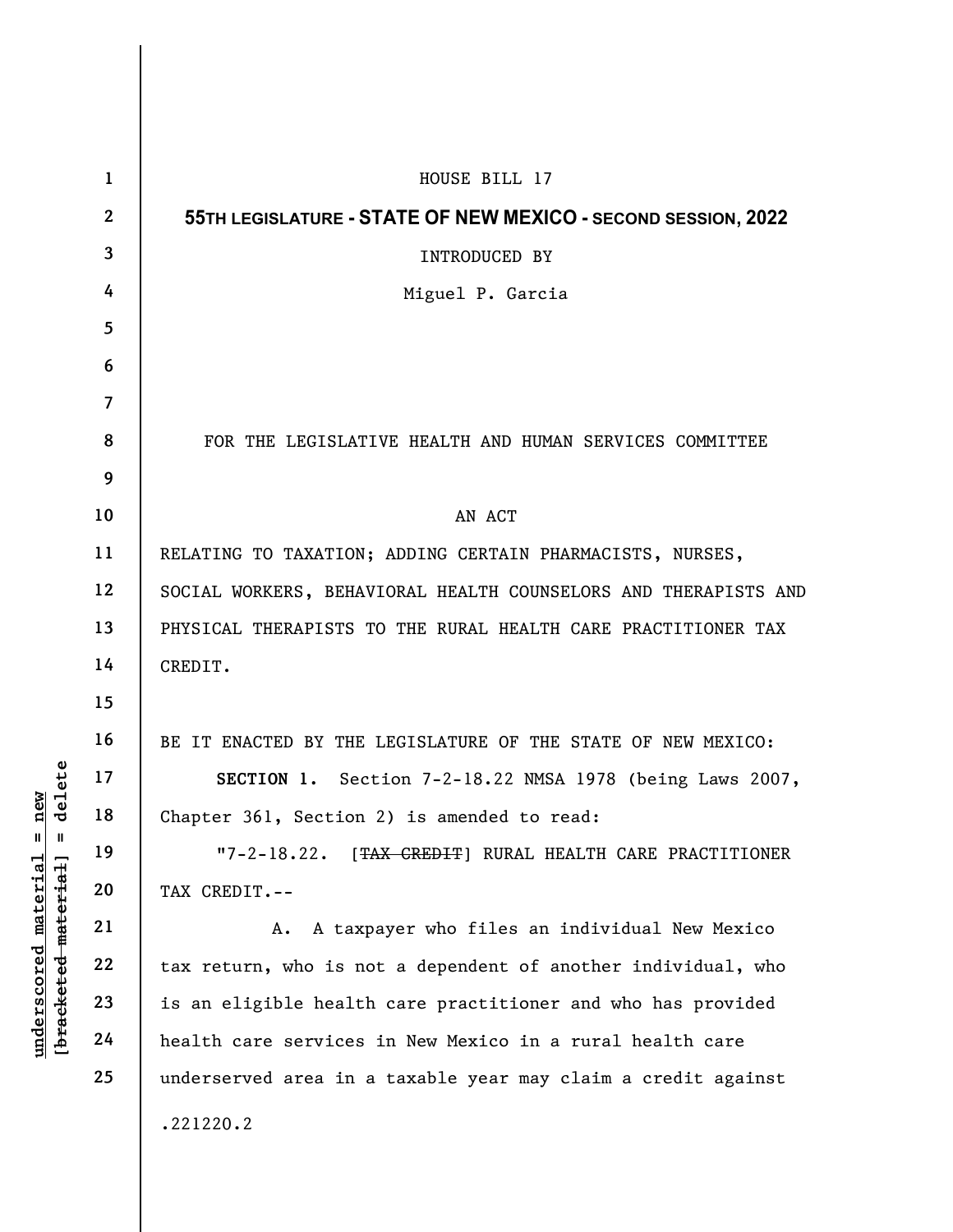HOUSE BILL 17

**55TH LEGISLATURE - STATE OF NEW MEXICO - SECOND SESSION, 2022**

INTRODUCED BY

Miguel P. Garcia

FOR THE LEGISLATIVE HEALTH AND HUMAN SERVICES COMMITTEE

AN ACT

RELATING TO TAXATION; ADDING CERTAIN PHARMACISTS, NURSES, SOCIAL WORKERS, BEHAVIORAL HEALTH COUNSELORS AND THERAPISTS AND PHYSICAL THERAPISTS TO THE RURAL HEALTH CARE PRACTITIONER TAX CREDIT.

BE IT ENACTED BY THE LEGISLATURE OF THE STATE OF NEW MEXICO:

**SECTION 1.** Section 7-2-18.22 NMSA 1978 (being Laws 2007, Chapter 361, Section 2) is amended to read:

"7-2-18.22. [~~TAX CREDIT~~] RURAL HEALTH CARE PRACTITIONER TAX CREDIT.--

A. A taxpayer who files an individual New Mexico tax return, who is not a dependent of another individual, who is an eligible health care practitioner and who has provided health care services in New Mexico in a rural health care underserved area in a taxable year may claim a credit against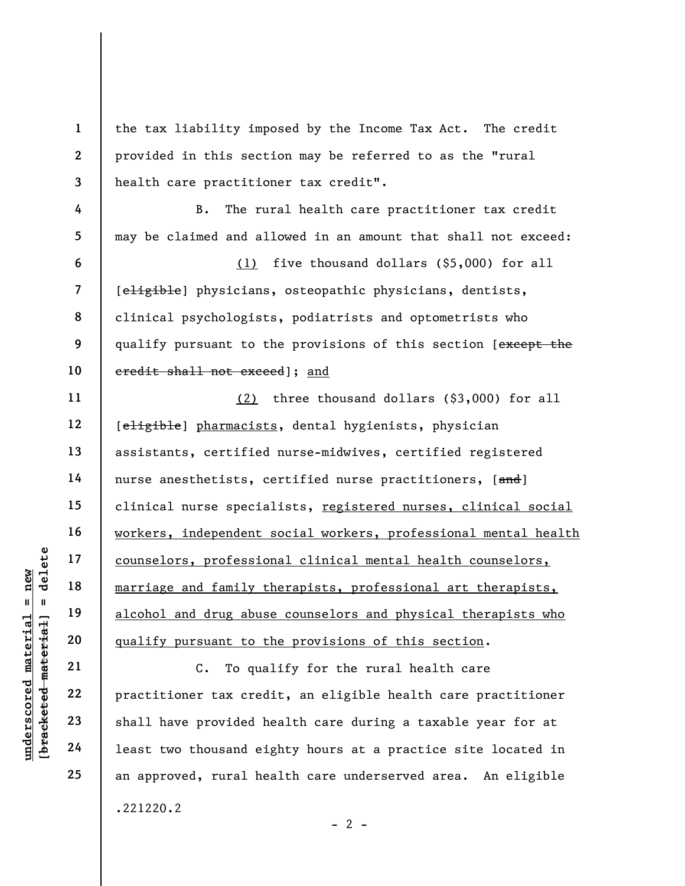the tax liability imposed by the Income Tax Act. The credit provided in this section may be referred to as the "rural health care practitioner tax credit".

B. The rural health care practitioner tax credit may be claimed and allowed in an amount that shall not exceed:

<u>(1)</u> five thousand dollars ($5,000) for all [~~eligible~~] physicians, osteopathic physicians, dentists, clinical psychologists, podiatrists and optometrists who qualify pursuant to the provisions of this section [~~except the credit shall not exceed~~]; <u>and</u>

<u>(2)</u> three thousand dollars ($3,000) for all [~~eligible~~] <u>pharmacists</u>, dental hygienists, physician assistants, certified nurse-midwives, certified registered nurse anesthetists, certified nurse practitioners, [~~and~~] clinical nurse specialists, <u>registered nurses, clinical social workers, independent social workers, professional mental health counselors, professional clinical mental health counselors, marriage and family therapists, professional art therapists, alcohol and drug abuse counselors and physical therapists who qualify pursuant to the provisions of this section</u>.

C. To qualify for the rural health care practitioner tax credit, an eligible health care practitioner shall have provided health care during a taxable year for at least two thousand eighty hours at a practice site located in an approved, rural health care underserved area. An eligible

.221220.2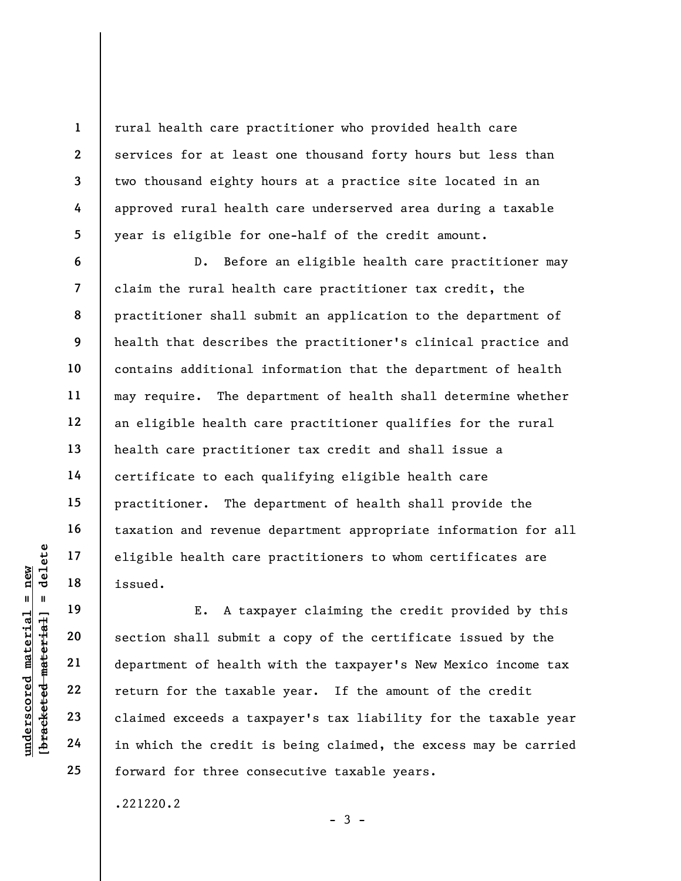rural health care practitioner who provided health care services for at least one thousand forty hours but less than two thousand eighty hours at a practice site located in an approved rural health care underserved area during a taxable year is eligible for one-half of the credit amount.

D. Before an eligible health care practitioner may claim the rural health care practitioner tax credit, the practitioner shall submit an application to the department of health that describes the practitioner's clinical practice and contains additional information that the department of health may require. The department of health shall determine whether an eligible health care practitioner qualifies for the rural health care practitioner tax credit and shall issue a certificate to each qualifying eligible health care practitioner. The department of health shall provide the taxation and revenue department appropriate information for all eligible health care practitioners to whom certificates are issued.

E. A taxpayer claiming the credit provided by this section shall submit a copy of the certificate issued by the department of health with the taxpayer's New Mexico income tax return for the taxable year. If the amount of the credit claimed exceeds a taxpayer's tax liability for the taxable year in which the credit is being claimed, the excess may be carried forward for three consecutive taxable years.

.221220.2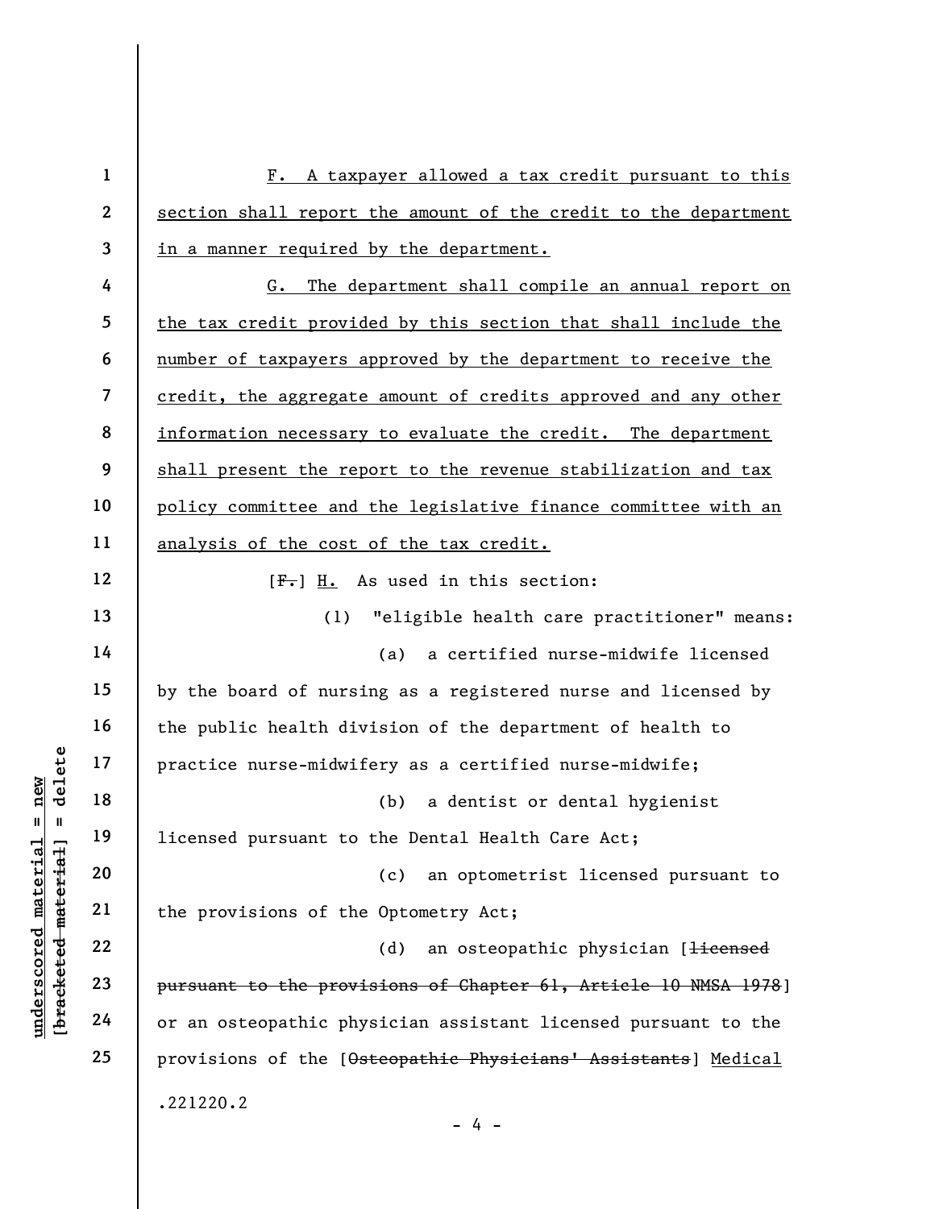F. A taxpayer allowed a tax credit pursuant to this section shall report the amount of the credit to the department in a manner required by the department.

G. The department shall compile an annual report on the tax credit provided by this section that shall include the number of taxpayers approved by the department to receive the credit, the aggregate amount of credits approved and any other information necessary to evaluate the credit. The department shall present the report to the revenue stabilization and tax policy committee and the legislative finance committee with an analysis of the cost of the tax credit.

[~~F.~~] H. As used in this section:

(1) "eligible health care practitioner" means:

(a) a certified nurse-midwife licensed by the board of nursing as a registered nurse and licensed by the public health division of the department of health to practice nurse-midwifery as a certified nurse-midwife;

(b) a dentist or dental hygienist licensed pursuant to the Dental Health Care Act;

(c) an optometrist licensed pursuant to the provisions of the Optometry Act;

(d) an osteopathic physician [~~licensed pursuant to the provisions of Chapter 61, Article 10 NMSA 1978~~] or an osteopathic physician assistant licensed pursuant to the provisions of the [~~Osteopathic Physicians' Assistants~~] Medical

.221220.2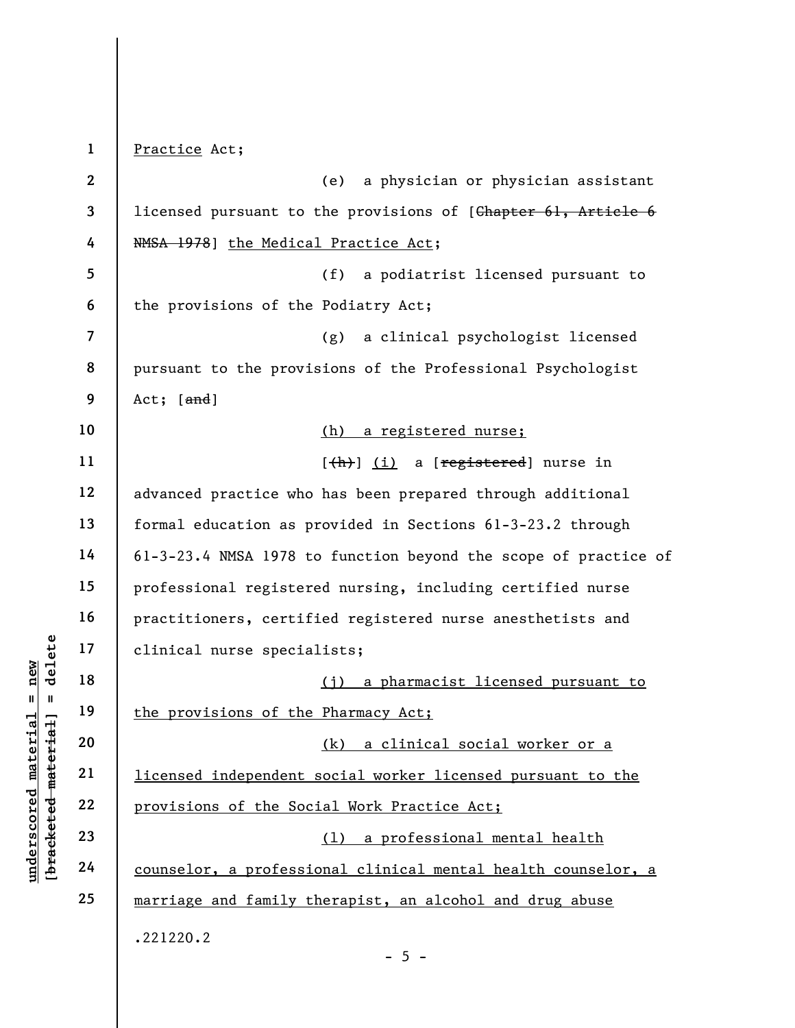Practice Act;

(e) a physician or physician assistant licensed pursuant to the provisions of [~~Chapter 61, Article 6 NMSA 1978~~] the Medical Practice Act;

(f) a podiatrist licensed pursuant to the provisions of the Podiatry Act;

(g) a clinical psychologist licensed pursuant to the provisions of the Professional Psychologist Act; [~~and~~]

(h) a registered nurse;

[~~(h)~~] (i) a [~~registered~~] nurse in advanced practice who has been prepared through additional formal education as provided in Sections 61-3-23.2 through 61-3-23.4 NMSA 1978 to function beyond the scope of practice of professional registered nursing, including certified nurse practitioners, certified registered nurse anesthetists and clinical nurse specialists;

(j) a pharmacist licensed pursuant to the provisions of the Pharmacy Act;

(k) a clinical social worker or a licensed independent social worker licensed pursuant to the provisions of the Social Work Practice Act;

(l) a professional mental health counselor, a professional clinical mental health counselor, a marriage and family therapist, an alcohol and drug abuse

.221220.2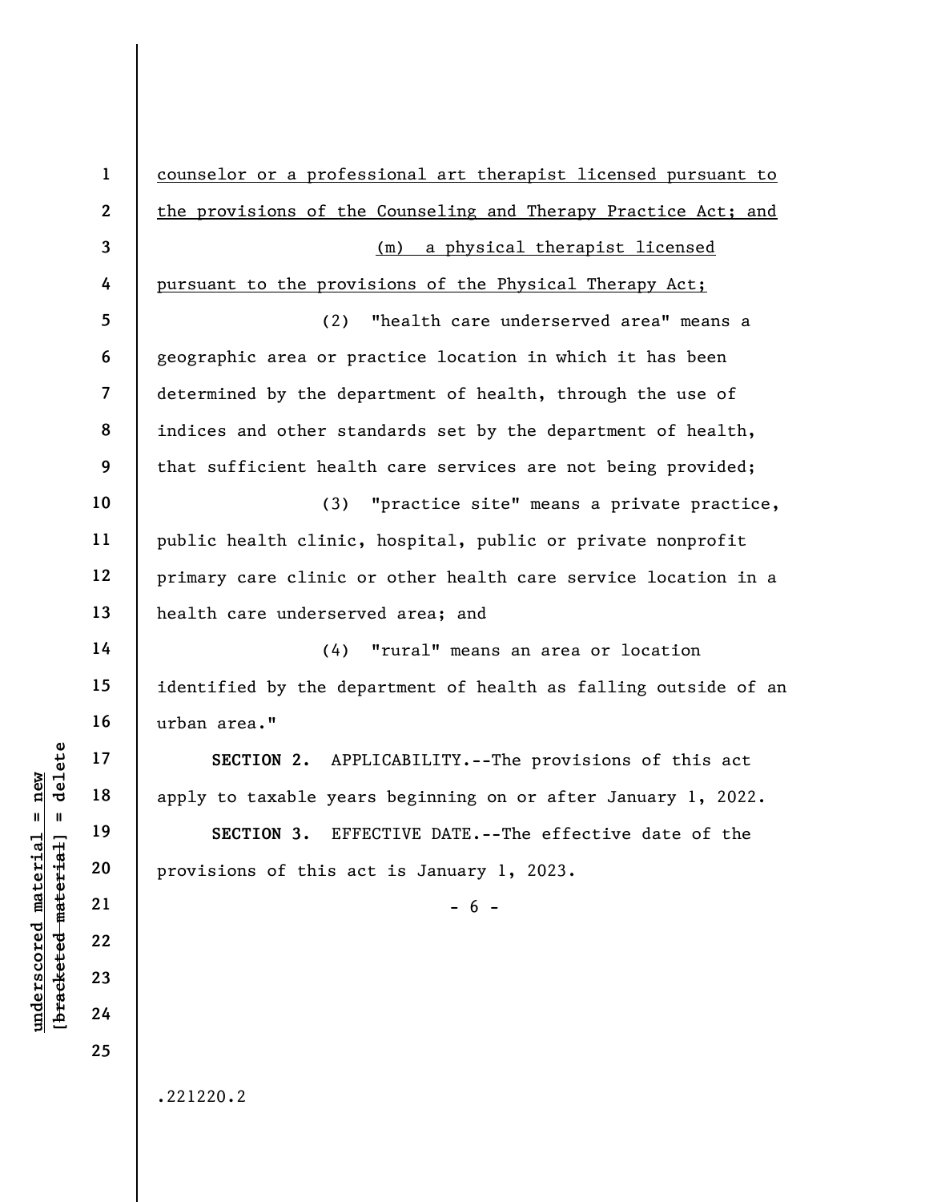counselor or a professional art therapist licensed pursuant to the provisions of the Counseling and Therapy Practice Act; and

(m) a physical therapist licensed pursuant to the provisions of the Physical Therapy Act;

(2) "health care underserved area" means a geographic area or practice location in which it has been determined by the department of health, through the use of indices and other standards set by the department of health, that sufficient health care services are not being provided;

(3) "practice site" means a private practice, public health clinic, hospital, public or private nonprofit primary care clinic or other health care service location in a health care underserved area; and

(4) "rural" means an area or location identified by the department of health as falling outside of an urban area."

**SECTION 2.** APPLICABILITY.--The provisions of this act apply to taxable years beginning on or after January 1, 2022.

**SECTION 3.** EFFECTIVE DATE.--The effective date of the provisions of this act is January 1, 2023.

.221220.2